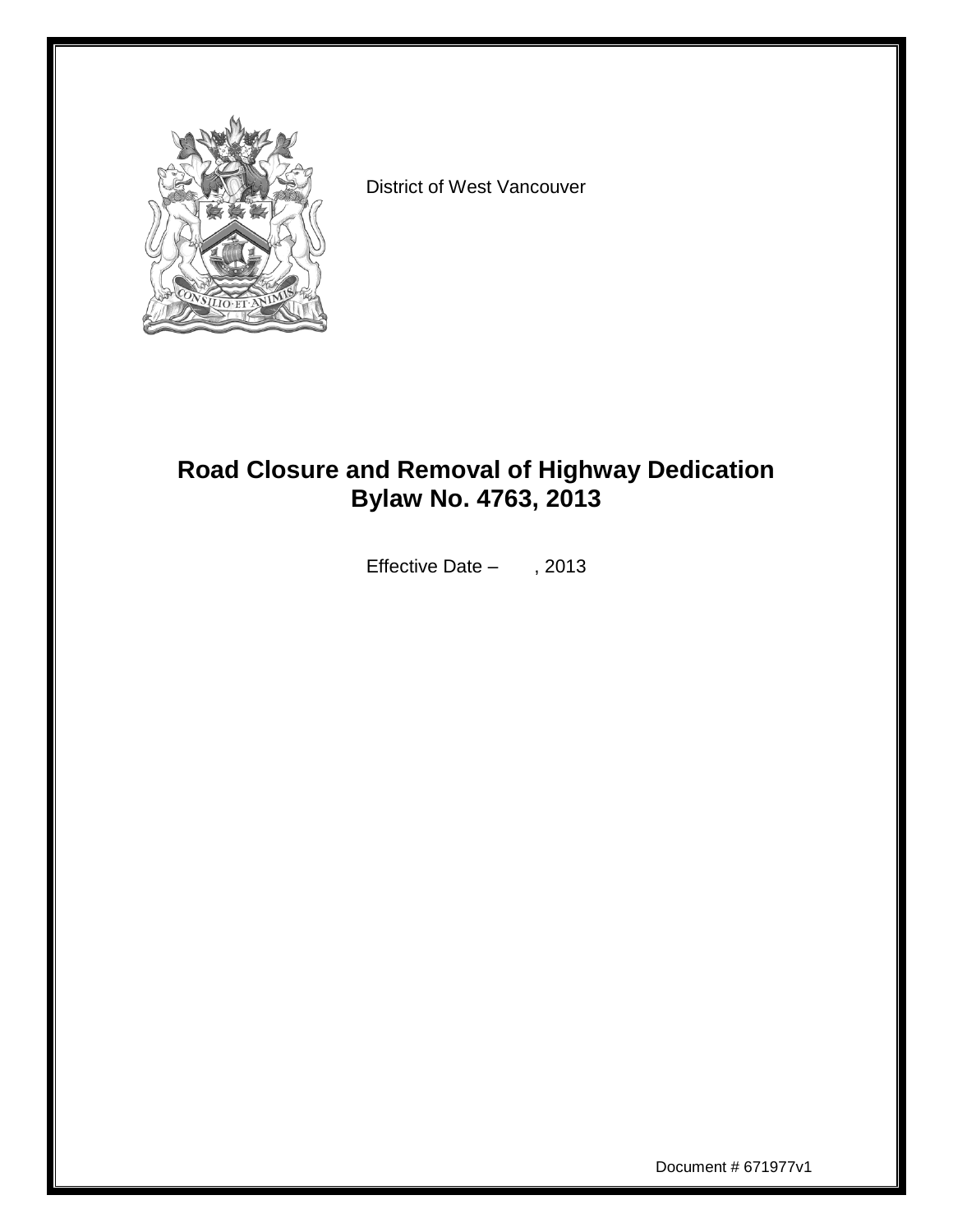District of West Vancouver

# Road Closure and Removal of Highway Dedication Bylaw No. 4763, 2013

Effective Date – , 2013

Document # 671977v1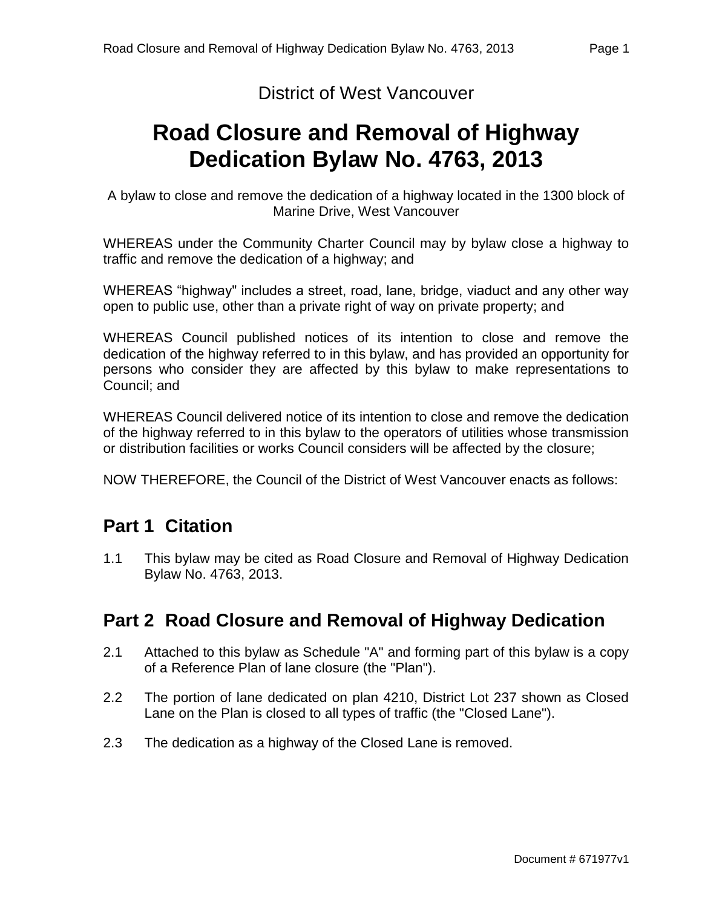District of West Vancouver

# Road Closure and Removal of Highway Dedication Bylaw No. 4763, 2013

A bylaw to close and remove the dedication of a highway located in the 1300 block of Marine Drive, West Vancouver

WHEREAS under the Community Charter Council may by bylaw close a highway to traffic and remove the dedication of a highway; and

WHEREAS "highway" includes a street, road, lane, bridge, viaduct and any other way open to public use, other than a private right of way on private property; and

WHEREAS Council published notices of its intention to close and remove the dedication of the highway referred to in this bylaw, and has provided an opportunity for persons who consider they are affected by this bylaw to make representations to Council; and

WHEREAS Council delivered notice of its intention to close and remove the dedication of the highway referred to in this bylaw to the operators of utilities whose transmission or distribution facilities or works Council considers will be affected by the closure;

NOW THEREFORE, the Council of the District of West Vancouver enacts as follows:

## Part 1 Citation

1.1 This bylaw may be cited as Road Closure and Removal of Highway Dedication Bylaw No. 4763, 2013.

## Part 2 Road Closure and Removal of Highway Dedication

2.1 Attached to this bylaw as Schedule "A" and forming part of this bylaw is a copy of a Reference Plan of lane closure (the "Plan").

2.2 The portion of lane dedicated on plan 4210, District Lot 237 shown as Closed Lane on the Plan is closed to all types of traffic (the "Closed Lane").

2.3 The dedication as a highway of the Closed Lane is removed.

Document # 671977v1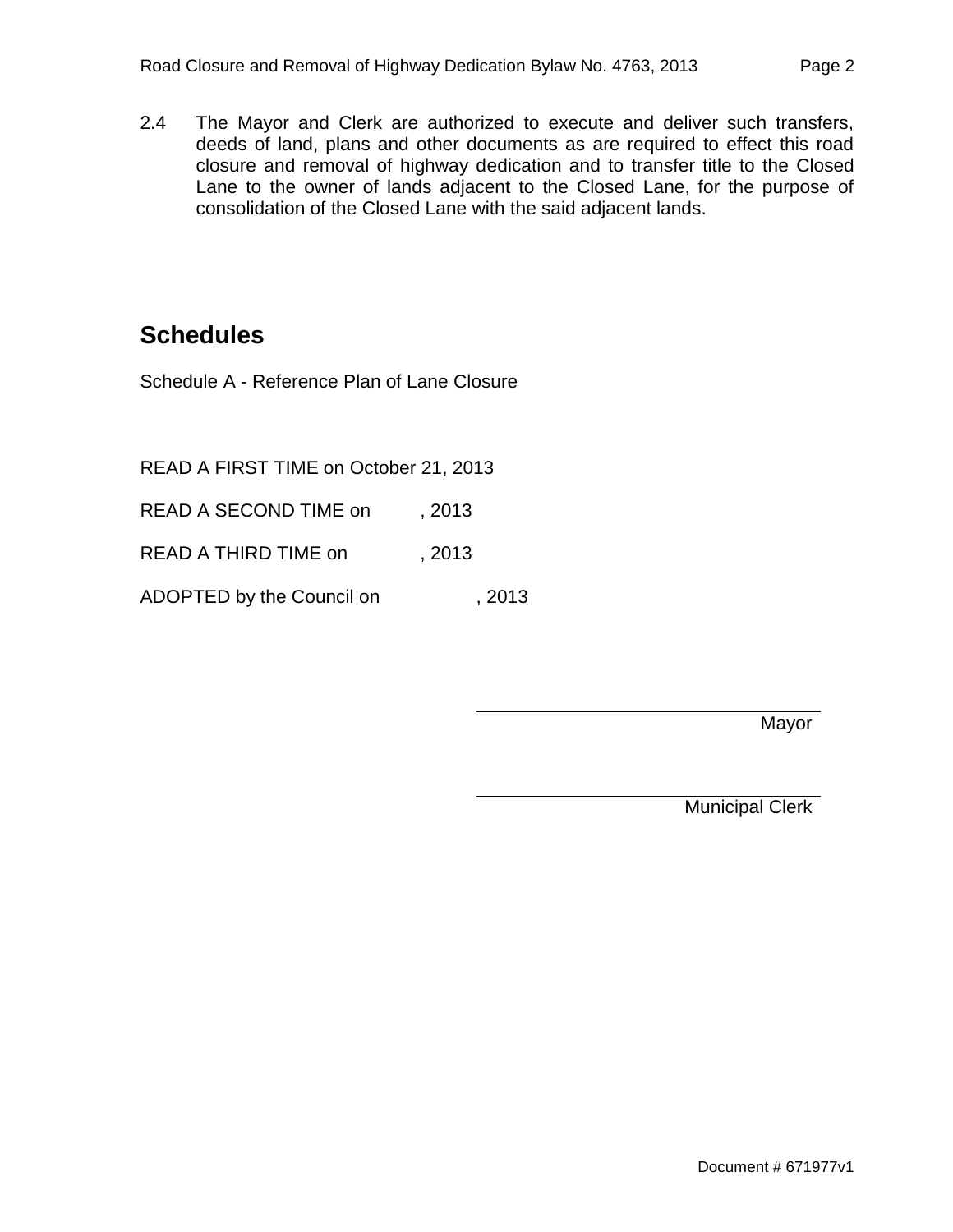2.4 The Mayor and Clerk are authorized to execute and deliver such transfers, deeds of land, plans and other documents as are required to effect this road closure and removal of highway dedication and to transfer title to the Closed Lane to the owner of lands adjacent to the Closed Lane, for the purpose of consolidation of the Closed Lane with the said adjacent lands.

## Schedules

Schedule A - Reference Plan of Lane Closure

READ A FIRST TIME on October 21, 2013

READ A SECOND TIME on , 2013

READ A THIRD TIME on , 2013

ADOPTED by the Council on , 2013

\_\_\_\_\_\_\_\_\_\_\_\_\_\_\_\_\_\_\_\_\_\_\_\_\_\_\_\_\_\_
Mayor

\_\_\_\_\_\_\_\_\_\_\_\_\_\_\_\_\_\_\_\_\_\_\_\_\_\_\_\_\_\_
Municipal Clerk

Document # 671977v1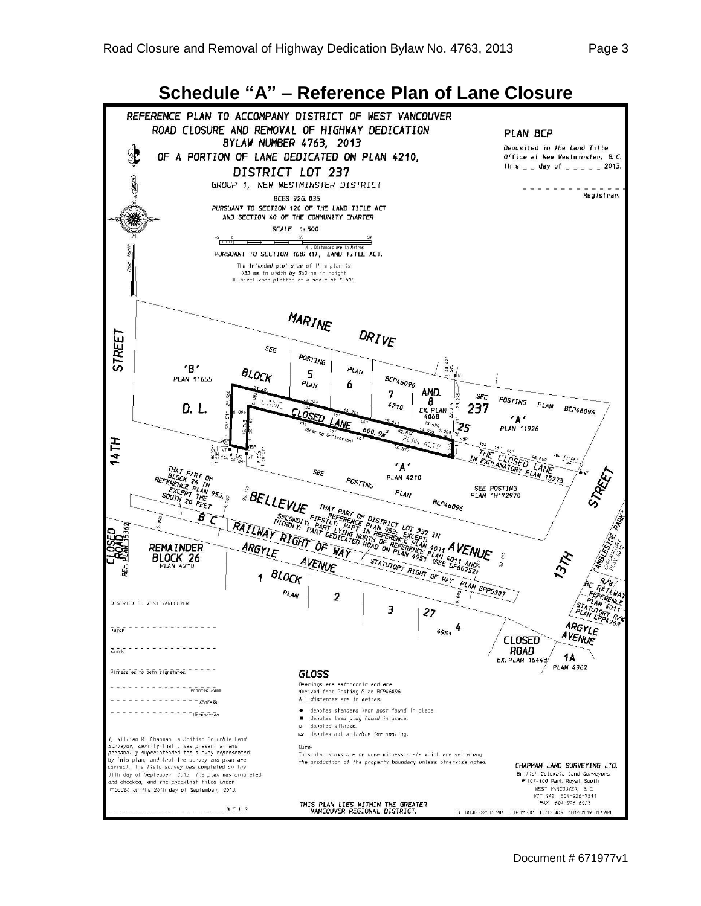# Schedule "A" – Reference Plan of Lane Closure

REFERENCE PLAN TO ACCOMPANY DISTRICT OF WEST VANCOUVER ROAD CLOSURE AND REMOVAL OF HIGHWAY DEDICATION BYLAW NUMBER 4763, 2013 OF A PORTION OF LANE DEDICATED ON PLAN 4210,

DISTRICT LOT 237

GROUP 1, NEW WESTMINSTER DISTRICT

BCGS 92G. 035

PURSUANT TO SECTION 120 OF THE LAND TITLE ACT AND SECTION 40 OF THE COMMUNITY CHARTER

SCALE 1:500

All Distances are in Metres

PURSUANT TO SECTION (68) (1), LAND TITLE ACT.

The intended plot size of this plan is 432 mm in width by 560 mm in height (C size) when plotted at a scale of 1:500.

PLAN BCP

Deposited in the Land Title Office at New Westminster, B.C. this __ day of _____ 2013.

_____________ Registrar.

MARINE DRIVE

14TH STREET

13TH STREET

CLOSED LANE 600.9 m²

THE CLOSED LANE IN EXPLANATORY PLAN 15273

BELLEVUE AVENUE

ARGYLE AVENUE

RAILWAY RIGHT OF WAY

DISTRICT OF WEST VANCOUVER

_______________ Mayor

_______________ Clerk

_______________ Witness as to both signatures.

_______________ Printed Name

_______________ Address

_______________ Occupation

I, William R. Chapman, a British Columbia Land Surveyor, certify that I was present at and personally superintended the survey represented by this plan, and that the survey and plan are correct. The field survey was completed on the 11th day of September, 2013. The plan was completed and checked, and the checklist filed under #153364 on the 24th day of September, 2013.

_______________, B.C.L.S.

**GLOSS**

Bearings are astronomic and are derived from Posting Plan BCP46096.
All distances are in metres.

● denotes standard iron post found in place.
■ denotes lead plug found in place.
WT denotes witness.
NSP denotes not suitable for posting.

Note:
This plan shows one or more witness posts which are set along the production of the property boundary unless otherwise noted.

THIS PLAN LIES WITHIN THE GREATER VANCOUVER REGIONAL DISTRICT.

CHAPMAN LAND SURVEYING LTD.
British Columbia Land Surveyors
#107-100 Park Royal South
WEST VANCOUVER, B.C.
V7T 1A2 604-926-7311
FAX 604-926-6923

E3 BOOK: 2225 (1-28) JOB: 12-001 FILE: 2619 COMP: 2619-B13.RPL

Document # 671977v1